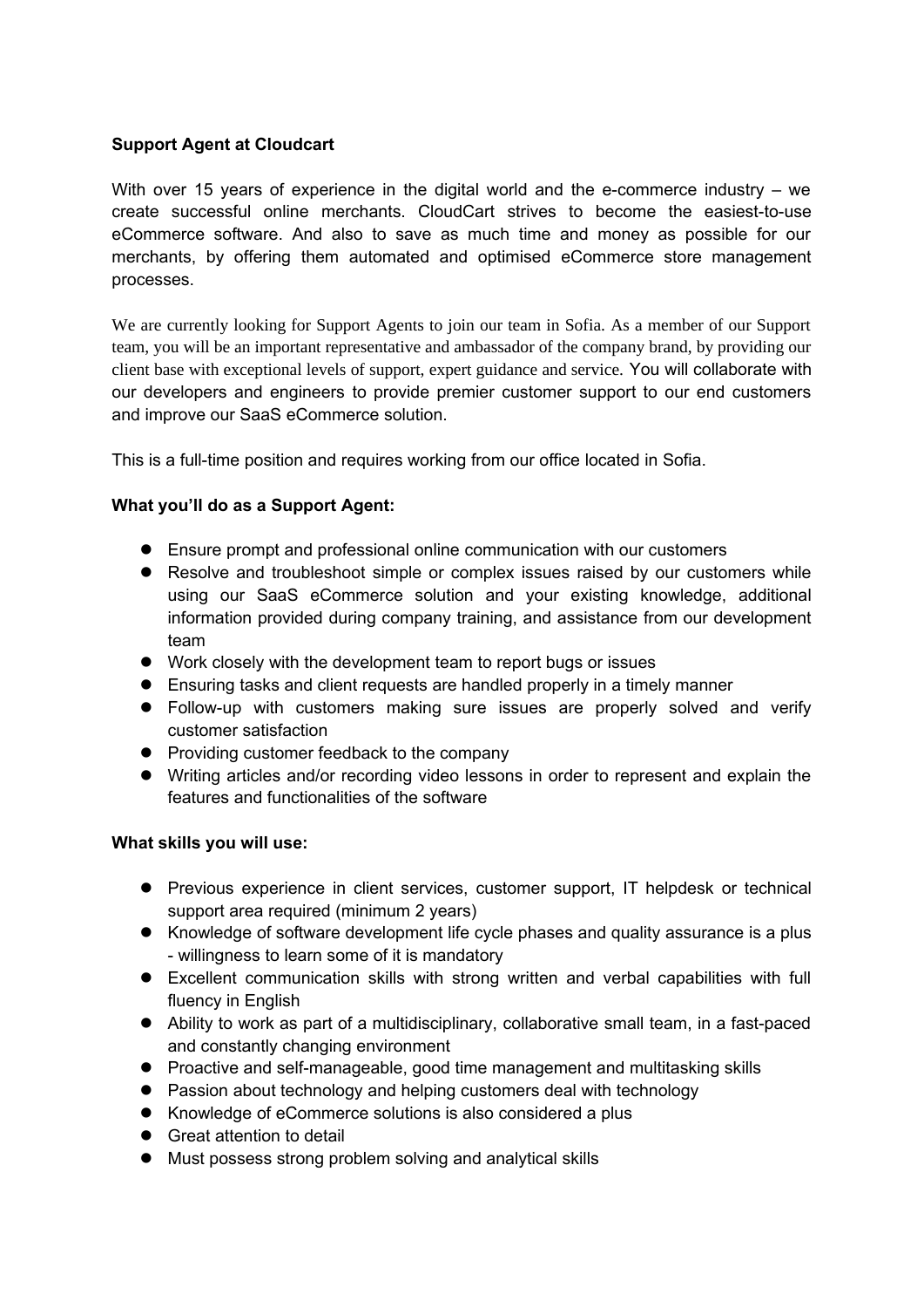**Support Agent at Cloudcart**

With over 15 years of experience in the digital world and the e-commerce industry – we create successful online merchants. CloudCart strives to become the easiest-to-use eCommerce software. And also to save as much time and money as possible for our merchants, by offering them automated and optimised eCommerce store management processes.

We are currently looking for Support Agents to join our team in Sofia. As a member of our Support team, you will be an important representative and ambassador of the company brand, by providing our client base with exceptional levels of support, expert guidance and service. You will collaborate with our developers and engineers to provide premier customer support to our end customers and improve our SaaS eCommerce solution.

This is a full-time position and requires working from our office located in Sofia.

**What you'll do as a Support Agent:**

- Ensure prompt and professional online communication with our customers
- Resolve and troubleshoot simple or complex issues raised by our customers while using our SaaS eCommerce solution and your existing knowledge, additional information provided during company training, and assistance from our development team
- Work closely with the development team to report bugs or issues
- Ensuring tasks and client requests are handled properly in a timely manner
- Follow-up with customers making sure issues are properly solved and verify customer satisfaction
- Providing customer feedback to the company
- Writing articles and/or recording video lessons in order to represent and explain the features and functionalities of the software

**What skills you will use:**

- Previous experience in client services, customer support, IT helpdesk or technical support area required (minimum 2 years)
- Knowledge of software development life cycle phases and quality assurance is a plus - willingness to learn some of it is mandatory
- Excellent communication skills with strong written and verbal capabilities with full fluency in English
- Ability to work as part of a multidisciplinary, collaborative small team, in a fast-paced and constantly changing environment
- Proactive and self-manageable, good time management and multitasking skills
- Passion about technology and helping customers deal with technology
- Knowledge of eCommerce solutions is also considered a plus
- Great attention to detail
- Must possess strong problem solving and analytical skills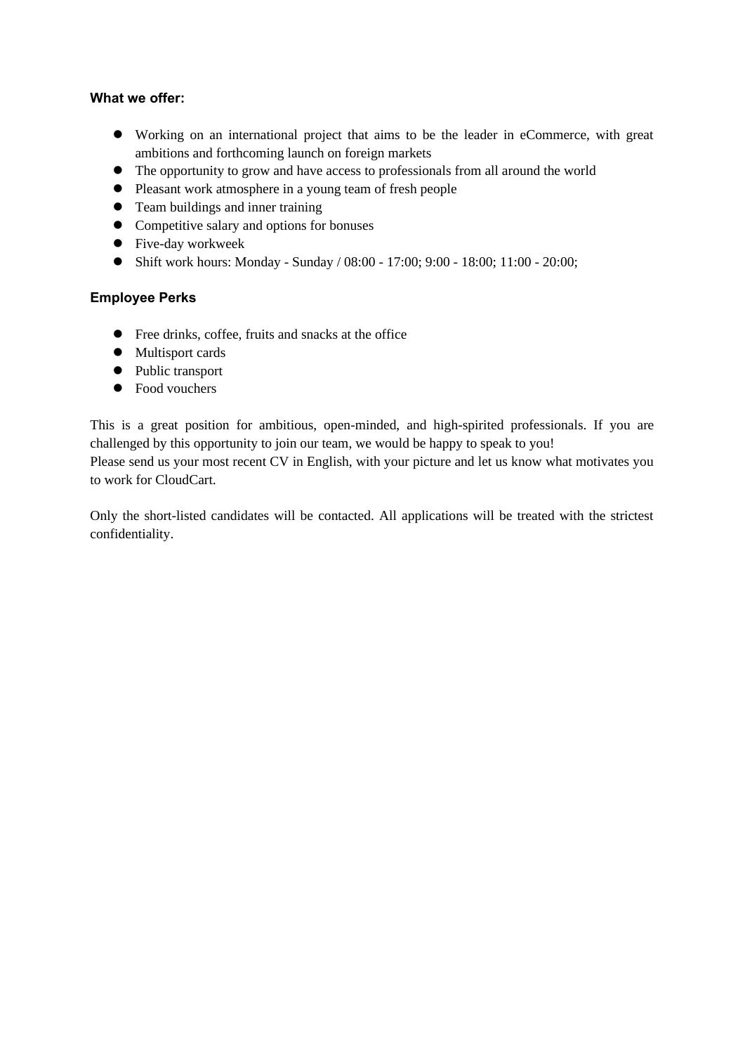### What we offer:

- Working on an international project that aims to be the leader in eCommerce, with great ambitions and forthcoming launch on foreign markets
- The opportunity to grow and have access to professionals from all around the world
- Pleasant work atmosphere in a young team of fresh people
- Team buildings and inner training
- Competitive salary and options for bonuses
- Five-day workweek
- Shift work hours: Monday - Sunday / 08:00 - 17:00; 9:00 - 18:00; 11:00 - 20:00;

### Employee Perks

- Free drinks, coffee, fruits and snacks at the office
- Multisport cards
- Public transport
- Food vouchers

This is a great position for ambitious, open-minded, and high-spirited professionals. If you are challenged by this opportunity to join our team, we would be happy to speak to you!
Please send us your most recent CV in English, with your picture and let us know what motivates you to work for CloudCart.

Only the short-listed candidates will be contacted. All applications will be treated with the strictest confidentiality.